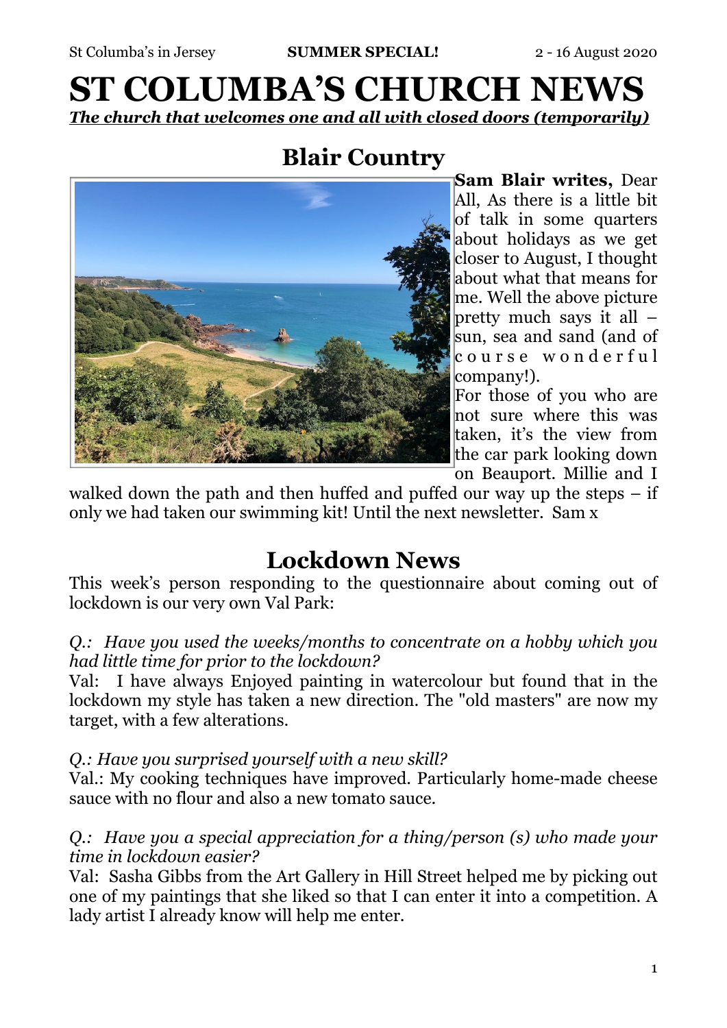St Columba's in Jersey **SUMMER SPECIAL!** 2 - 16 August 2020

# ST COLUMBA'S CHURCH NEWS

***The church that welcomes one and all with closed doors (temporarily)***

## Blair Country

**Sam Blair writes,** Dear All, As there is a little bit of talk in some quarters about holidays as we get closer to August, I thought about what that means for me. Well the above picture pretty much says it all – sun, sea and sand (and of course wonderful company!).

For those of you who are not sure where this was taken, it's the view from the car park looking down on Beauport. Millie and I walked down the path and then huffed and puffed our way up the steps – if only we had taken our swimming kit! Until the next newsletter. Sam x

## Lockdown News

This week's person responding to the questionnaire about coming out of lockdown is our very own Val Park:

*Q.: Have you used the weeks/months to concentrate on a hobby which you had little time for prior to the lockdown?*

Val: I have always Enjoyed painting in watercolour but found that in the lockdown my style has taken a new direction. The "old masters" are now my target, with a few alterations.

*Q.: Have you surprised yourself with a new skill?*

Val.: My cooking techniques have improved. Particularly home-made cheese sauce with no flour and also a new tomato sauce.

*Q.: Have you a special appreciation for a thing/person (s) who made your time in lockdown easier?*

Val: Sasha Gibbs from the Art Gallery in Hill Street helped me by picking out one of my paintings that she liked so that I can enter it into a competition. A lady artist I already know will help me enter.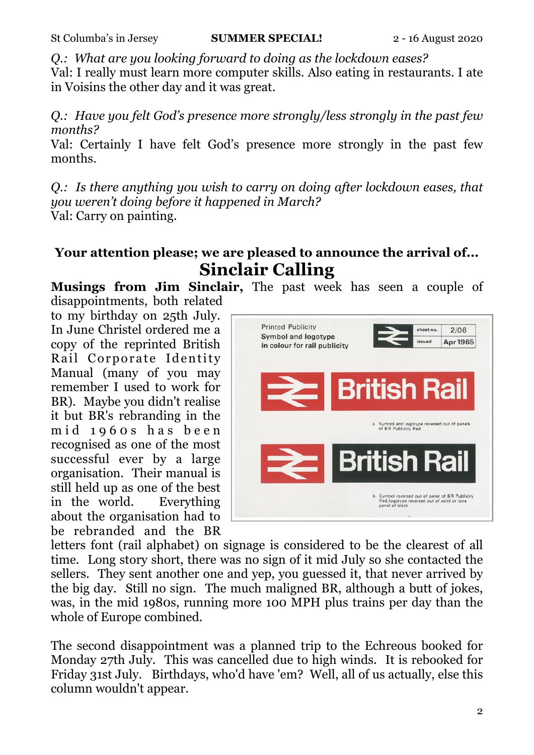*Q.: What are you looking forward to doing as the lockdown eases?*
Val: I really must learn more computer skills. Also eating in restaurants. I ate in Voisins the other day and it was great.

*Q.: Have you felt God's presence more strongly/less strongly in the past few months?*
Val: Certainly I have felt God's presence more strongly in the past few months.

*Q.: Is there anything you wish to carry on doing after lockdown eases, that you weren't doing before it happened in March?*
Val: Carry on painting.

## Your attention please; we are pleased to announce the arrival of…

# Sinclair Calling

**Musings from Jim Sinclair,** The past week has seen a couple of disappointments, both related to my birthday on 25th July. In June Christel ordered me a copy of the reprinted British Rail Corporate Identity Manual (many of you may remember I used to work for BR). Maybe you didn't realise it but BR's rebranding in the mid 1960s has been recognised as one of the most successful ever by a large organisation. Their manual is still held up as one of the best in the world. Everything about the organisation had to be rebranded and the BR letters font (rail alphabet) on signage is considered to be the clearest of all time. Long story short, there was no sign of it mid July so she contacted the sellers. They sent another one and yep, you guessed it, that never arrived by the big day. Still no sign. The much maligned BR, although a butt of jokes, was, in the mid 1980s, running more 100 MPH plus trains per day than the whole of Europe combined.

The second disappointment was a planned trip to the Echreous booked for Monday 27th July. This was cancelled due to high winds. It is rebooked for Friday 31st July. Birthdays, who'd have 'em? Well, all of us actually, else this column wouldn't appear.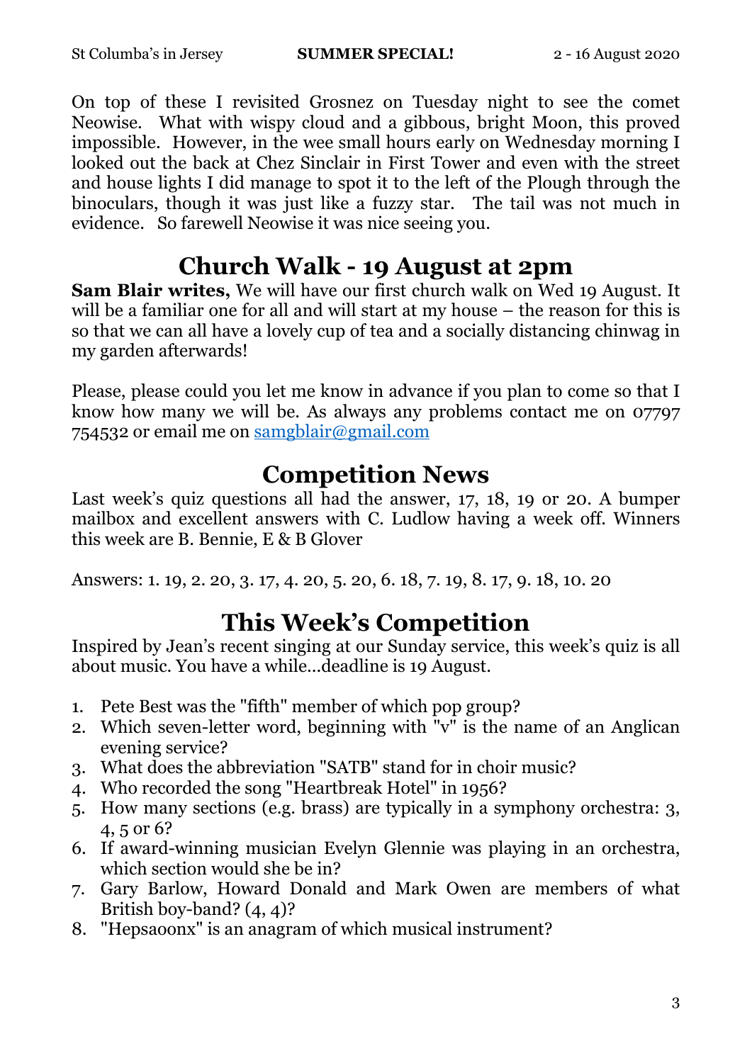On top of these I revisited Grosnez on Tuesday night to see the comet Neowise. What with wispy cloud and a gibbous, bright Moon, this proved impossible. However, in the wee small hours early on Wednesday morning I looked out the back at Chez Sinclair in First Tower and even with the street and house lights I did manage to spot it to the left of the Plough through the binoculars, though it was just like a fuzzy star. The tail was not much in evidence. So farewell Neowise it was nice seeing you.

## Church Walk - 19 August at 2pm

**Sam Blair writes,** We will have our first church walk on Wed 19 August. It will be a familiar one for all and will start at my house – the reason for this is so that we can all have a lovely cup of tea and a socially distancing chinwag in my garden afterwards!

Please, please could you let me know in advance if you plan to come so that I know how many we will be. As always any problems contact me on 07797 754532 or email me on [samgblair@gmail.com](mailto:samgblair@gmail.com)

## Competition News

Last week's quiz questions all had the answer, 17, 18, 19 or 20. A bumper mailbox and excellent answers with C. Ludlow having a week off. Winners this week are B. Bennie, E & B Glover

Answers: 1. 19, 2. 20, 3. 17, 4. 20, 5. 20, 6. 18, 7. 19, 8. 17, 9. 18, 10. 20

## This Week's Competition

Inspired by Jean's recent singing at our Sunday service, this week's quiz is all about music. You have a while…deadline is 19 August.

1. Pete Best was the "fifth" member of which pop group?
2. Which seven-letter word, beginning with "v" is the name of an Anglican evening service?
3. What does the abbreviation "SATB" stand for in choir music?
4. Who recorded the song "Heartbreak Hotel" in 1956?
5. How many sections (e.g. brass) are typically in a symphony orchestra: 3, 4, 5 or 6?
6. If award-winning musician Evelyn Glennie was playing in an orchestra, which section would she be in?
7. Gary Barlow, Howard Donald and Mark Owen are members of what British boy-band? (4, 4)?
8. "Hepsaoonx" is an anagram of which musical instrument?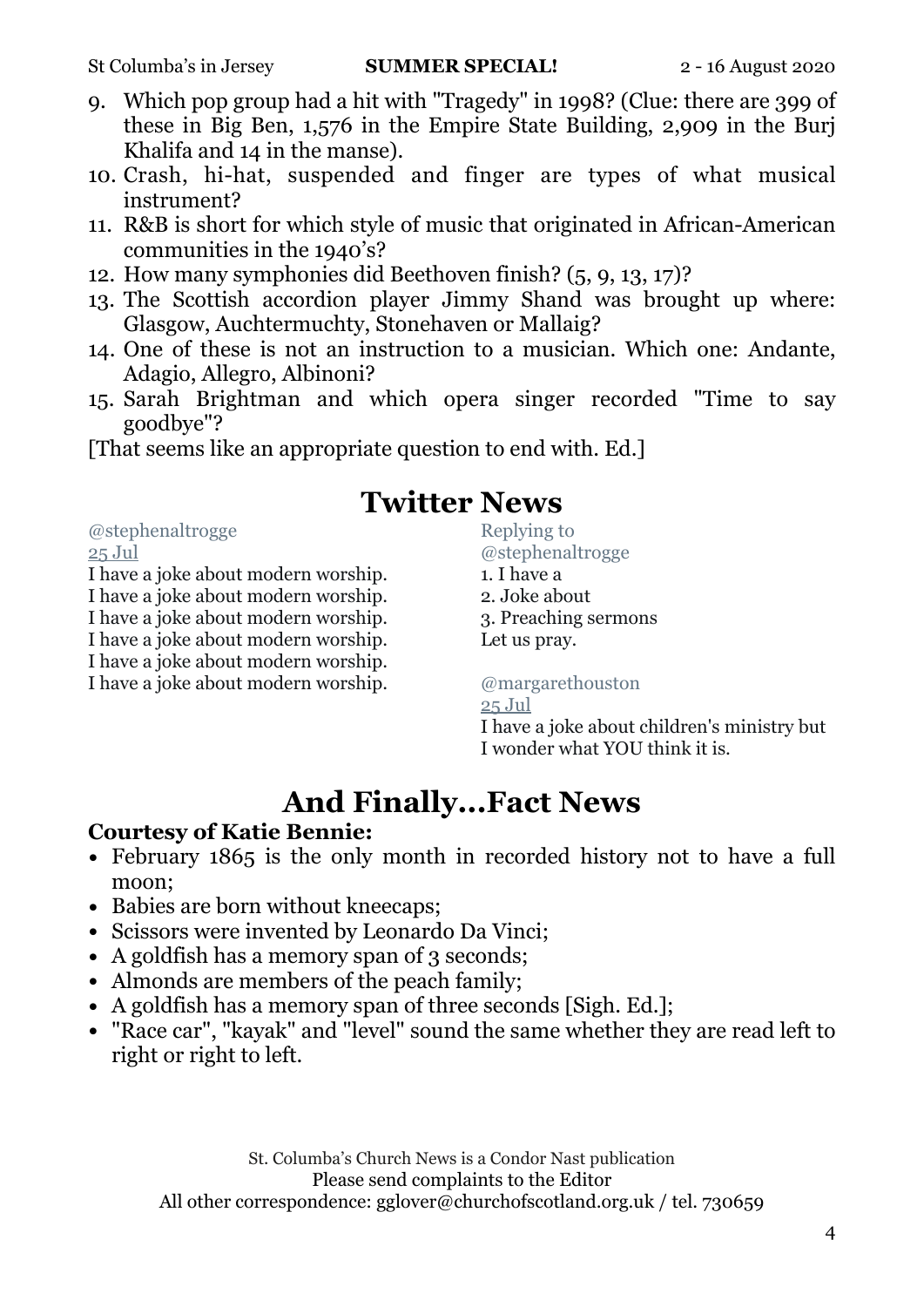9. Which pop group had a hit with "Tragedy" in 1998? (Clue: there are 399 of these in Big Ben, 1,576 in the Empire State Building, 2,909 in the Burj Khalifa and 14 in the manse).
10. Crash, hi-hat, suspended and finger are types of what musical instrument?
11. R&B is short for which style of music that originated in African-American communities in the 1940's?
12. How many symphonies did Beethoven finish? (5, 9, 13, 17)?
13. The Scottish accordion player Jimmy Shand was brought up where: Glasgow, Auchtermuchty, Stonehaven or Mallaig?
14. One of these is not an instruction to a musician. Which one: Andante, Adagio, Allegro, Albinoni?
15. Sarah Brightman and which opera singer recorded "Time to say goodbye"?

[That seems like an appropriate question to end with. Ed.]

# Twitter News

@stephenaltrogge
25 Jul
I have a joke about modern worship.
I have a joke about modern worship.
I have a joke about modern worship.
I have a joke about modern worship.
I have a joke about modern worship.
I have a joke about modern worship.

Replying to
@stephenaltrogge
1. I have a
2. Joke about
3. Preaching sermons
Let us pray.

@margarethouston
25 Jul
I have a joke about children's ministry but I wonder what YOU think it is.

# And Finally…Fact News

**Courtesy of Katie Bennie:**

- February 1865 is the only month in recorded history not to have a full moon;
- Babies are born without kneecaps;
- Scissors were invented by Leonardo Da Vinci;
- A goldfish has a memory span of 3 seconds;
- Almonds are members of the peach family;
- A goldfish has a memory span of three seconds [Sigh. Ed.];
- "Race car", "kayak" and "level" sound the same whether they are read left to right or right to left.

St. Columba's Church News is a Condor Nast publication
Please send complaints to the Editor
All other correspondence: gglover@churchofscotland.org.uk / tel. 730659